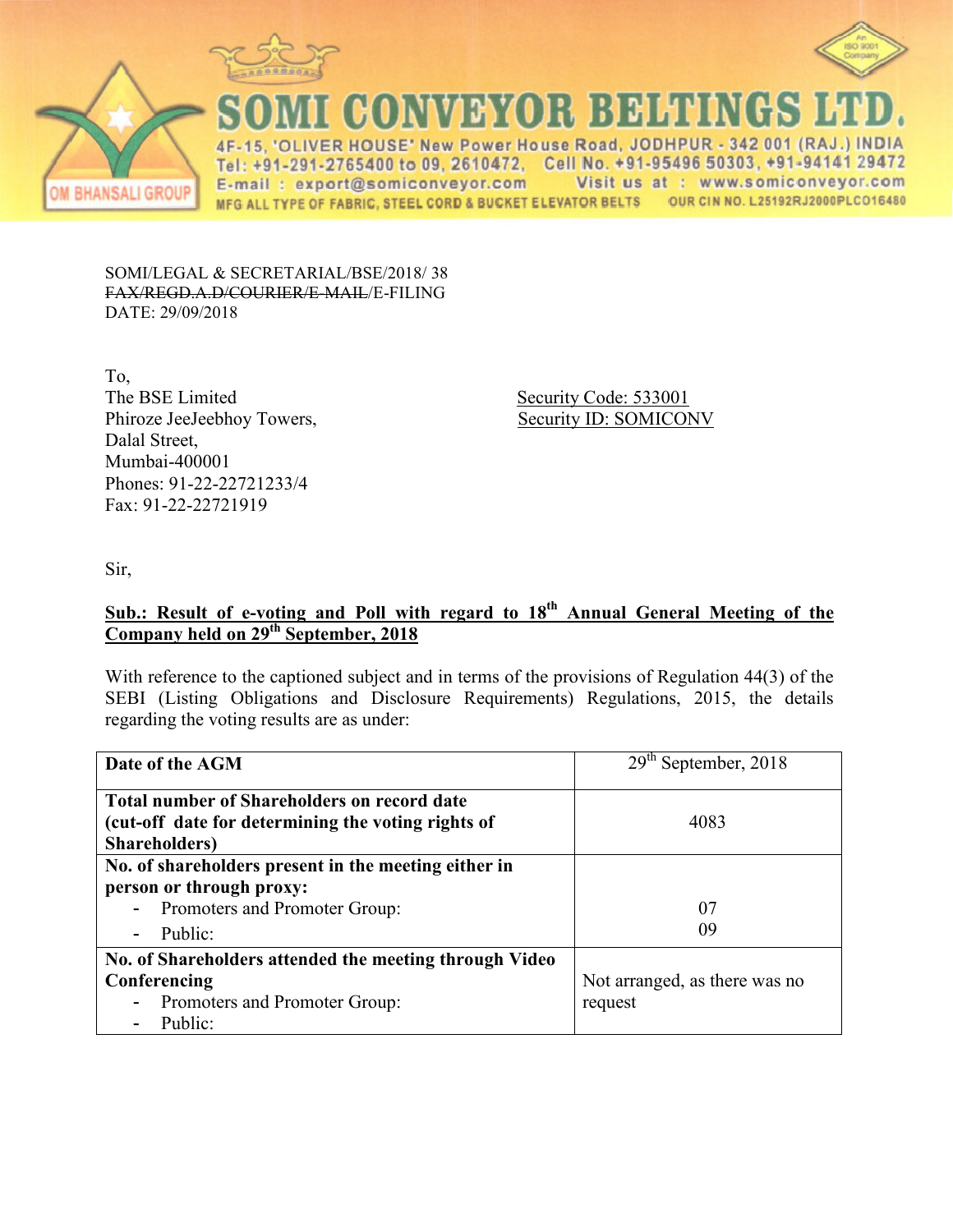# SOMI CONVEYOR BELTINGS LTD.

4F-15, 'OLIVER HOUSE' New Power House Road, JODHPUR - 342 001 (RAJ.) INDIA
Tel: +91-291-2765400 to 09, 2610472, Cell No. +91-95496 50303, +91-94141 29472
E-mail : export@somiconveyor.com Visit us at : www.somiconveyor.com
MFG ALL TYPE OF FABRIC, STEEL CORD & BUCKET ELEVATOR BELTS OUR CIN NO. L25192RJ2000PLC016480

OM BHANSALI GROUP

SOMI/LEGAL & SECRETARIAL/BSE/2018/ 38
~~FAX/REGD.A.D/COURIER/E-MAIL~~/E-FILING
DATE: 29/09/2018

To,
The BSE Limited
Phiroze JeeJeebhoy Towers,
Dalal Street,
Mumbai-400001
Phones: 91-22-22721233/4
Fax: 91-22-22721919

Security Code: 533001
Security ID: SOMICONV

Sir,

**Sub.: Result of e-voting and Poll with regard to 18th Annual General Meeting of the Company held on 29th September, 2018**

With reference to the captioned subject and in terms of the provisions of Regulation 44(3) of the SEBI (Listing Obligations and Disclosure Requirements) Regulations, 2015, the details regarding the voting results are as under:

| | |
|---|---|
| **Date of the AGM** | 29th September, 2018 |
| **Total number of Shareholders on record date (cut-off date for determining the voting rights of Shareholders)** | 4083 |
| **No. of shareholders present in the meeting either in person or through proxy:**<br>- Promoters and Promoter Group:<br>- Public: | <br>07<br>09 |
| **No. of Shareholders attended the meeting through Video Conferencing**<br>- Promoters and Promoter Group:<br>- Public: | Not arranged, as there was no request |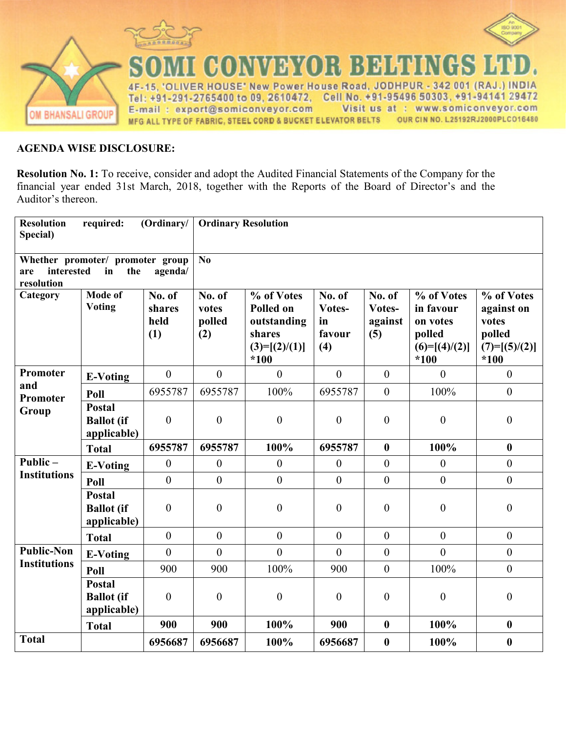# SOMI CONVEYOR BELTINGS LTD.

4F-15, 'OLIVER HOUSE' New Power House Road, JODHPUR - 342 001 (RAJ.) INDIA
Tel: +91-291-2765400 to 09, 2610472, Cell No. +91-95496 50303, +91-94141 29472
E-mail : export@somiconveyor.com Visit us at : www.somiconveyor.com
MFG ALL TYPE OF FABRIC, STEEL CORD & BUCKET ELEVATOR BELTS OUR CIN NO. L25192RJ2000PLCO16480

**AGENDA WISE DISCLOSURE:**

**Resolution No. 1:** To receive, consider and adopt the Audited Financial Statements of the Company for the financial year ended 31st March, 2018, together with the Reports of the Board of Director's and the Auditor's thereon.

| **Resolution required: (Ordinary/ Special)** | | **Ordinary Resolution** | | | | | | |
|---|---|---|---|---|---|---|---|---|
| **Whether promoter/ promoter group are interested in the agenda/ resolution** | | **No** | | | | | | |
| **Category** | **Mode of Voting** | **No. of shares held (1)** | **No. of votes polled (2)** | **% of Votes Polled on outstanding shares (3)=[(2)/(1)] *100** | **No. of Votes-in favour (4)** | **No. of Votes-against (5)** | **% of Votes in favour on votes polled (6)=[(4)/(2)] *100** | **% of Votes against on votes polled (7)=[(5)/(2)] *100** |
| **Promoter and Promoter Group** | **E-Voting** | 0 | 0 | 0 | 0 | 0 | 0 | 0 |
| | **Poll** | 6955787 | 6955787 | 100% | 6955787 | 0 | 100% | 0 |
| | **Postal Ballot (if applicable)** | 0 | 0 | 0 | 0 | 0 | 0 | 0 |
| | **Total** | **6955787** | **6955787** | **100%** | **6955787** | **0** | **100%** | **0** |
| **Public – Institutions** | **E-Voting** | 0 | 0 | 0 | 0 | 0 | 0 | 0 |
| | **Poll** | 0 | 0 | 0 | 0 | 0 | 0 | 0 |
| | **Postal Ballot (if applicable)** | 0 | 0 | 0 | 0 | 0 | 0 | 0 |
| | **Total** | 0 | 0 | 0 | 0 | 0 | 0 | 0 |
| **Public-Non Institutions** | **E-Voting** | 0 | 0 | 0 | 0 | 0 | 0 | 0 |
| | **Poll** | 900 | 900 | 100% | 900 | 0 | 100% | 0 |
| | **Postal Ballot (if applicable)** | 0 | 0 | 0 | 0 | 0 | 0 | 0 |
| | **Total** | **900** | **900** | **100%** | **900** | **0** | **100%** | **0** |
| **Total** | | **6956687** | **6956687** | **100%** | **6956687** | **0** | **100%** | **0** |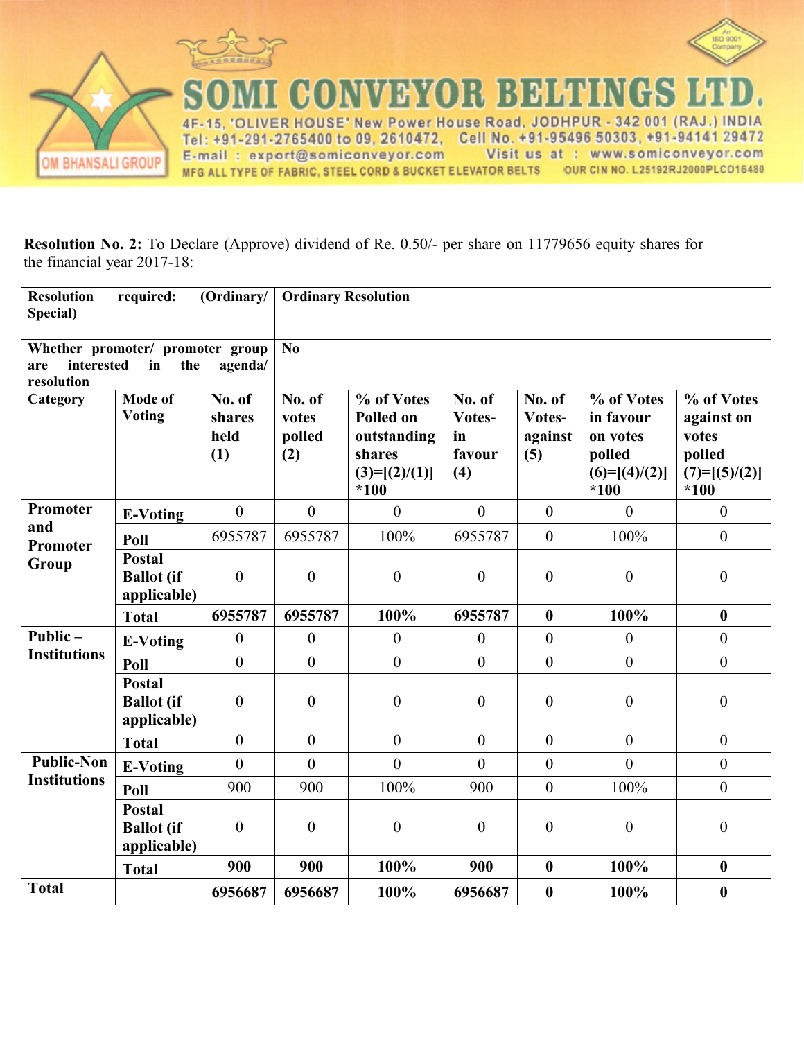SOMI CONVEYOR BELTINGS LTD.

4F-15, 'OLIVER HOUSE' New Power House Road, JODHPUR - 342 001 (RAJ.) INDIA
Tel: +91-291-2765400 to 09, 2610472, Cell No. +91-95496 50303, +91-94141 29472
E-mail : export@somiconveyor.com Visit us at : www.somiconveyor.com
MFG ALL TYPE OF FABRIC, STEEL CORD & BUCKET ELEVATOR BELTS OUR CIN NO. L25192RJ2000PLC016480

**Resolution No. 2:** To Declare (Approve) dividend of Re. 0.50/- per share on 11779656 equity shares for the financial year 2017-18:

| **Resolution required: (Ordinary/ Special)** | **Ordinary Resolution** | | | | | | | |
|---|---|---|---|---|---|---|---|---|
| **Whether promoter/ promoter group are interested in the agenda/ resolution** | **No** | | | | | | | |
| **Category** | **Mode of Voting** | **No. of shares held (1)** | **No. of votes polled (2)** | **% of Votes Polled on outstanding shares (3)=[(2)/(1)] *100** | **No. of Votes-in favour (4)** | **No. of Votes-against (5)** | **% of Votes in favour on votes polled (6)=[(4)/(2)] *100** | **% of Votes against on votes polled (7)=[(5)/(2)] *100** |
| **Promoter and Promoter Group** | **E-Voting** | 0 | 0 | 0 | 0 | 0 | 0 | 0 |
| | **Poll** | 6955787 | 6955787 | 100% | 6955787 | 0 | 100% | 0 |
| | **Postal Ballot (if applicable)** | 0 | 0 | 0 | 0 | 0 | 0 | 0 |
| | **Total** | **6955787** | **6955787** | **100%** | **6955787** | **0** | **100%** | **0** |
| **Public – Institutions** | **E-Voting** | 0 | 0 | 0 | 0 | 0 | 0 | 0 |
| | **Poll** | 0 | 0 | 0 | 0 | 0 | 0 | 0 |
| | **Postal Ballot (if applicable)** | 0 | 0 | 0 | 0 | 0 | 0 | 0 |
| | **Total** | 0 | 0 | 0 | 0 | 0 | 0 | 0 |
| **Public-Non Institutions** | **E-Voting** | 0 | 0 | 0 | 0 | 0 | 0 | 0 |
| | **Poll** | 900 | 900 | 100% | 900 | 0 | 100% | 0 |
| | **Postal Ballot (if applicable)** | 0 | 0 | 0 | 0 | 0 | 0 | 0 |
| | **Total** | **900** | **900** | **100%** | **900** | **0** | **100%** | **0** |
| **Total** | | **6956687** | **6956687** | **100%** | **6956687** | **0** | **100%** | **0** |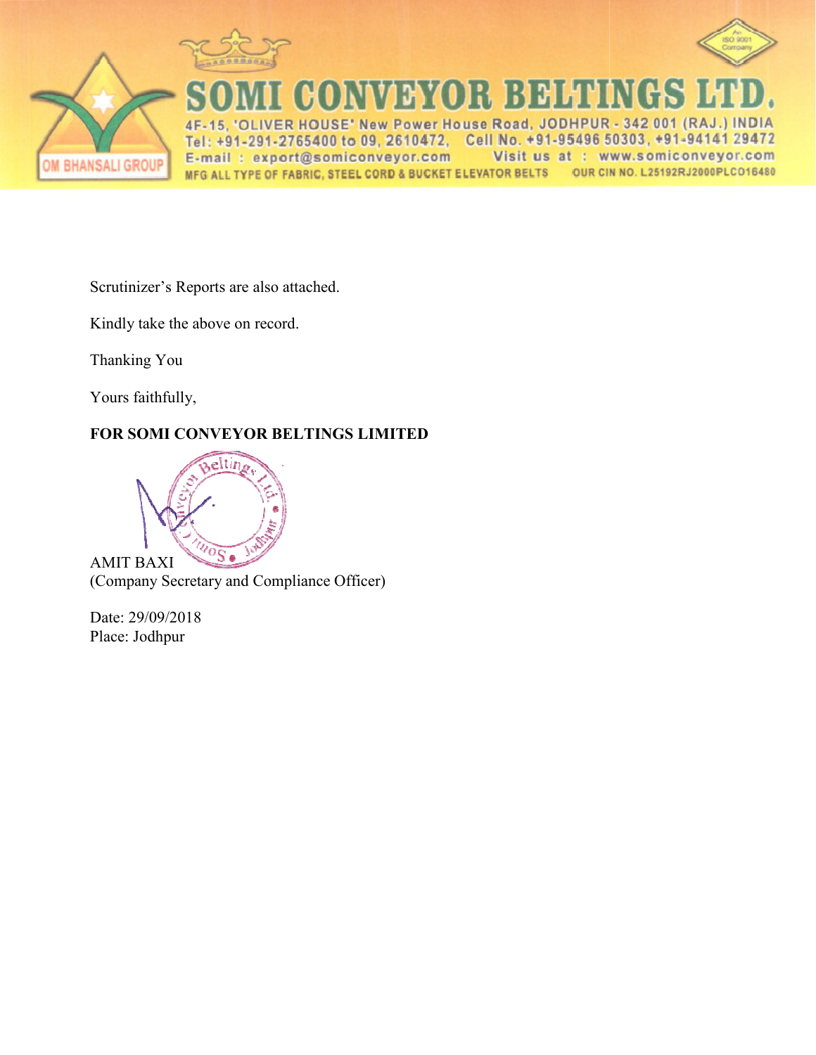# SOMI CONVEYOR BELTINGS LTD.

4F-15, 'OLIVER HOUSE' New Power House Road, JODHPUR - 342 001 (RAJ.) INDIA
Tel: +91-291-2765400 to 09, 2610472, Cell No. +91-95496 50303, +91-94141 29472
E-mail : export@somiconveyor.com Visit us at : www.somiconveyor.com
MFG ALL TYPE OF FABRIC, STEEL CORD & BUCKET ELEVATOR BELTS OUR CIN NO. L25192RJ2000PLC016480

Scrutinizer's Reports are also attached.

Kindly take the above on record.

Thanking You

Yours faithfully,

**FOR SOMI CONVEYOR BELTINGS LIMITED**

AMIT BAXI
(Company Secretary and Compliance Officer)

Date: 29/09/2018
Place: Jodhpur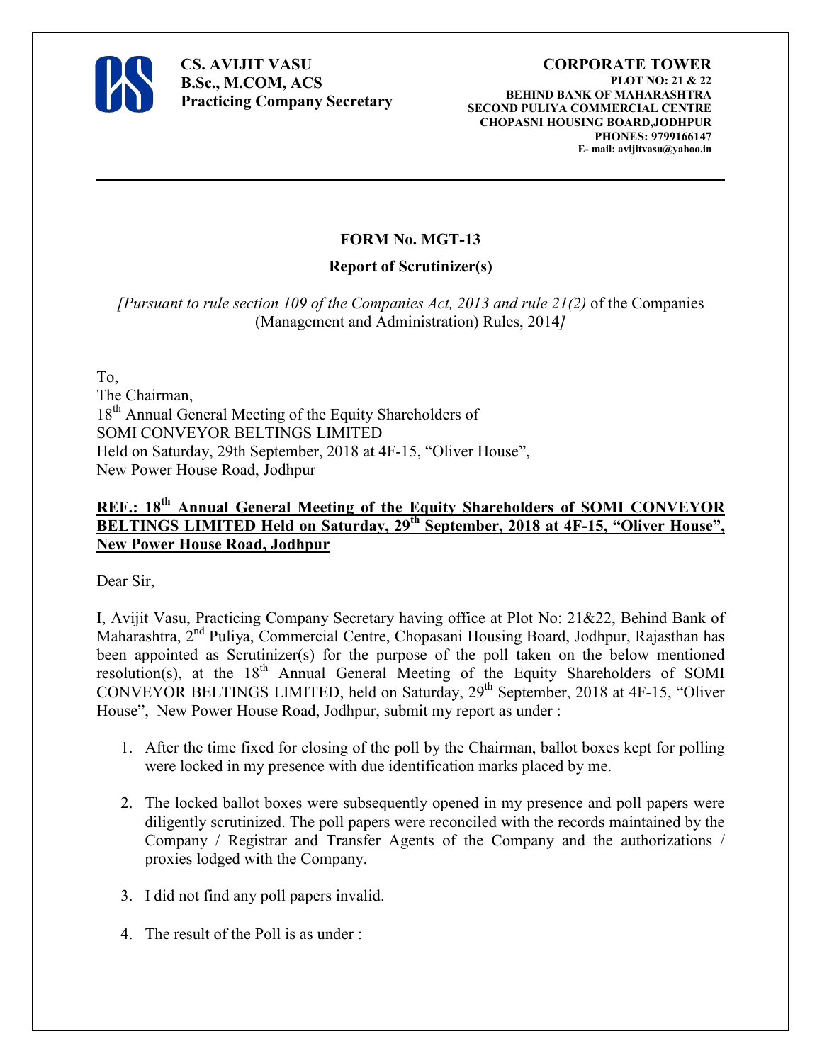**CS. AVIJIT VASU**
**B.Sc., M.COM, ACS**
**Practicing Company Secretary**

**CORPORATE TOWER**
**PLOT NO: 21 & 22**
**BEHIND BANK OF MAHARASHTRA**
**SECOND PULIYA COMMERCIAL CENTRE**
**CHOPASNI HOUSING BOARD,JODHPUR**
**PHONES: 9799166147**
**E- mail: avijitvasu@yahoo.in**

---

## FORM No. MGT-13

### Report of Scrutinizer(s)

*[Pursuant to rule section 109 of the Companies Act, 2013 and rule 21(2)* of the Companies (Management and Administration) Rules, 2014*]*

To,
The Chairman,
18th Annual General Meeting of the Equity Shareholders of
SOMI CONVEYOR BELTINGS LIMITED
Held on Saturday, 29th September, 2018 at 4F-15, "Oliver House",
New Power House Road, Jodhpur

**REF.: 18th Annual General Meeting of the Equity Shareholders of SOMI CONVEYOR BELTINGS LIMITED Held on Saturday, 29th September, 2018 at 4F-15, "Oliver House", New Power House Road, Jodhpur**

Dear Sir,

I, Avijit Vasu, Practicing Company Secretary having office at Plot No: 21&22, Behind Bank of Maharashtra, 2nd Puliya, Commercial Centre, Chopasani Housing Board, Jodhpur, Rajasthan has been appointed as Scrutinizer(s) for the purpose of the poll taken on the below mentioned resolution(s), at the 18th Annual General Meeting of the Equity Shareholders of SOMI CONVEYOR BELTINGS LIMITED, held on Saturday, 29th September, 2018 at 4F-15, "Oliver House", New Power House Road, Jodhpur, submit my report as under :

1. After the time fixed for closing of the poll by the Chairman, ballot boxes kept for polling were locked in my presence with due identification marks placed by me.

2. The locked ballot boxes were subsequently opened in my presence and poll papers were diligently scrutinized. The poll papers were reconciled with the records maintained by the Company / Registrar and Transfer Agents of the Company and the authorizations / proxies lodged with the Company.

3. I did not find any poll papers invalid.

4. The result of the Poll is as under :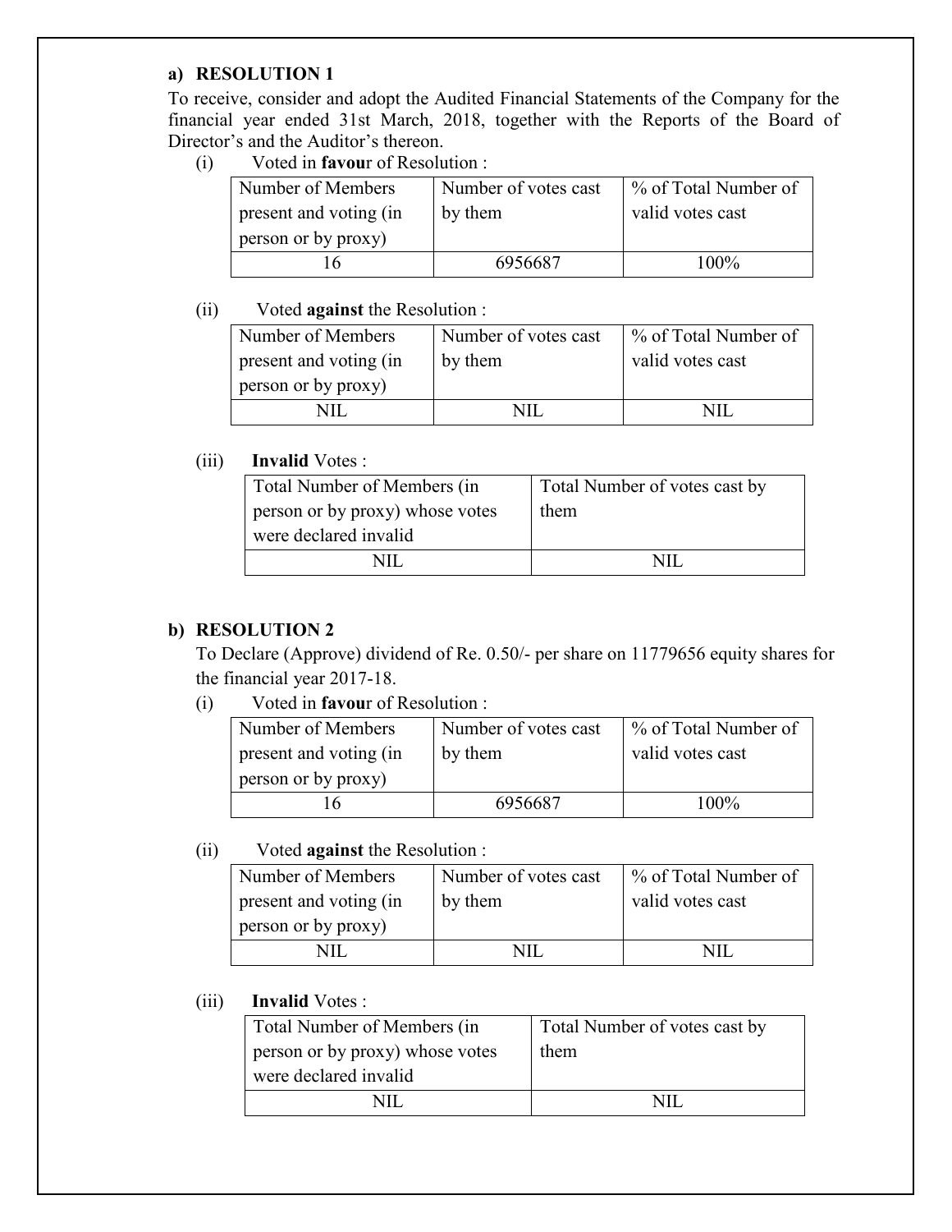**a) RESOLUTION 1**

To receive, consider and adopt the Audited Financial Statements of the Company for the financial year ended 31st March, 2018, together with the Reports of the Board of Director's and the Auditor's thereon.

(i) Voted in **favour** of Resolution :

| Number of Members present and voting (in person or by proxy) | Number of votes cast by them | % of Total Number of valid votes cast |
|---|---|---|
| 16 | 6956687 | 100% |

(ii) Voted **against** the Resolution :

| Number of Members present and voting (in person or by proxy) | Number of votes cast by them | % of Total Number of valid votes cast |
|---|---|---|
| NIL | NIL | NIL |

(iii) **Invalid** Votes :

| Total Number of Members (in person or by proxy) whose votes were declared invalid | Total Number of votes cast by them |
|---|---|
| NIL | NIL |

**b) RESOLUTION 2**

To Declare (Approve) dividend of Re. 0.50/- per share on 11779656 equity shares for the financial year 2017-18.

(i) Voted in **favour** of Resolution :

| Number of Members present and voting (in person or by proxy) | Number of votes cast by them | % of Total Number of valid votes cast |
|---|---|---|
| 16 | 6956687 | 100% |

(ii) Voted **against** the Resolution :

| Number of Members present and voting (in person or by proxy) | Number of votes cast by them | % of Total Number of valid votes cast |
|---|---|---|
| NIL | NIL | NIL |

(iii) **Invalid** Votes :

| Total Number of Members (in person or by proxy) whose votes were declared invalid | Total Number of votes cast by them |
|---|---|
| NIL | NIL |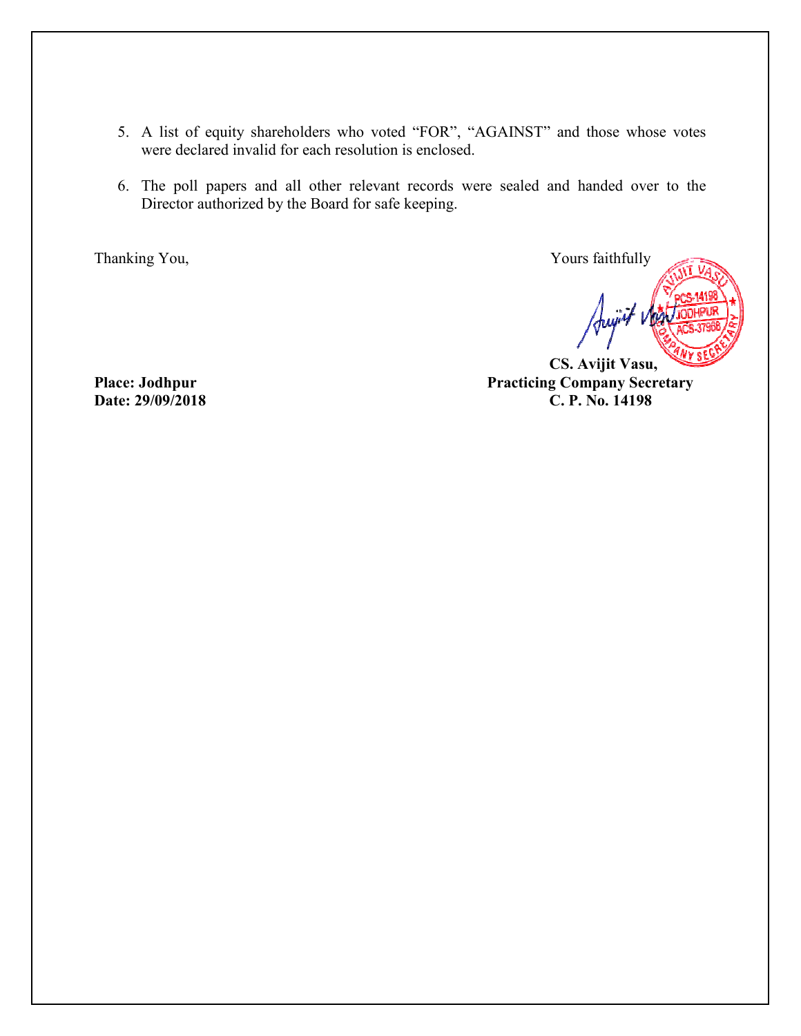5. A list of equity shareholders who voted "FOR", "AGAINST" and those whose votes were declared invalid for each resolution is enclosed.

6. The poll papers and all other relevant records were sealed and handed over to the Director authorized by the Board for safe keeping.

Thanking You,

Yours faithfully

**CS. Avijit Vasu,**
**Practicing Company Secretary**
**C. P. No. 14198**

**Place: Jodhpur**
**Date: 29/09/2018**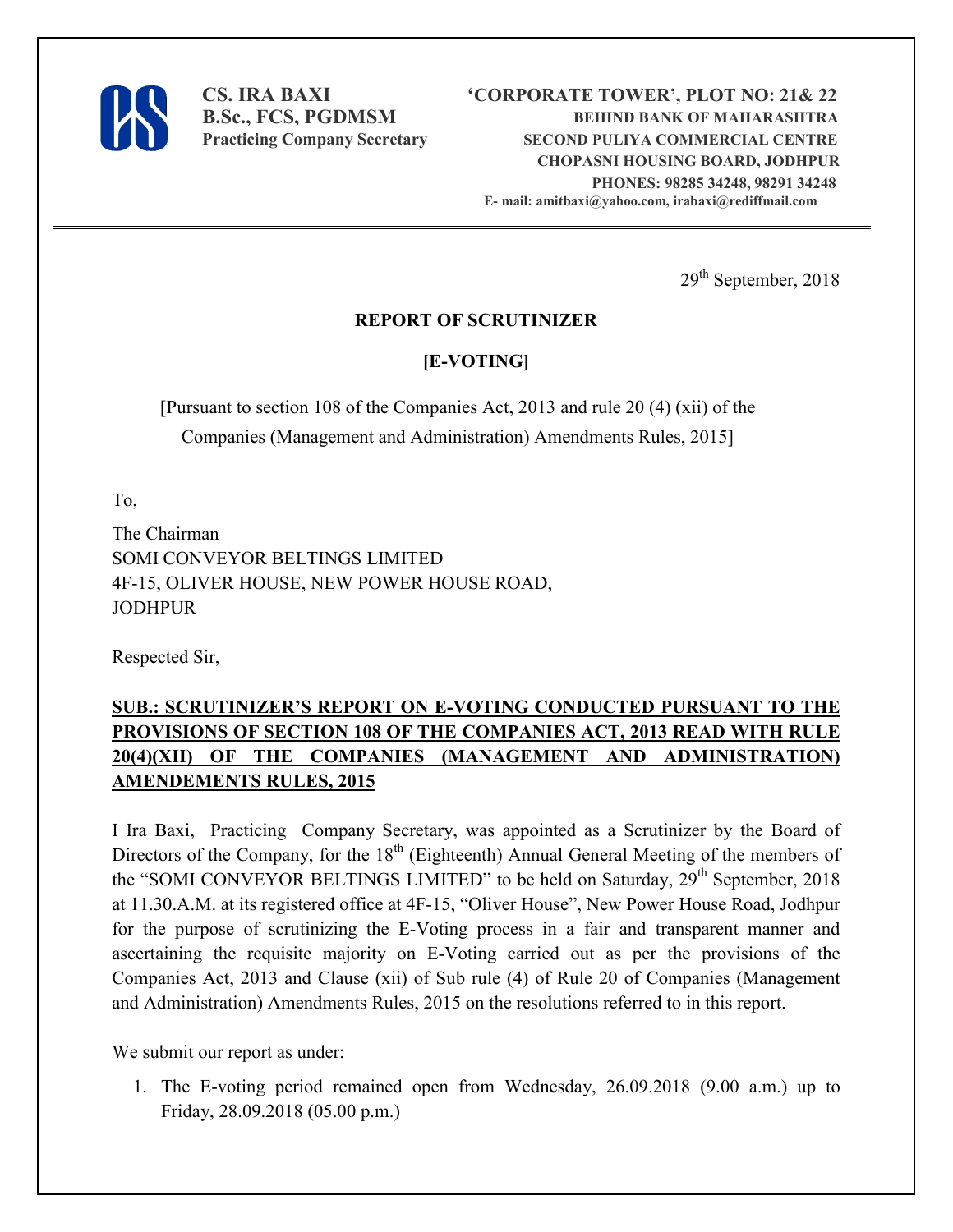**CS. IRA BAXI**
**B.Sc., FCS, PGDMSM**
**Practicing Company Secretary**

**'CORPORATE TOWER', PLOT NO: 21& 22**
**BEHIND BANK OF MAHARASHTRA**
**SECOND PULIYA COMMERCIAL CENTRE**
**CHOPASNI HOUSING BOARD, JODHPUR**
**PHONES: 98285 34248, 98291 34248**
**E- mail: amitbaxi@yahoo.com, irabaxi@rediffmail.com**

---

29th September, 2018

## REPORT OF SCRUTINIZER

## [E-VOTING]

[Pursuant to section 108 of the Companies Act, 2013 and rule 20 (4) (xii) of the Companies (Management and Administration) Amendments Rules, 2015]

To,

The Chairman
SOMI CONVEYOR BELTINGS LIMITED
4F-15, OLIVER HOUSE, NEW POWER HOUSE ROAD,
JODHPUR

Respected Sir,

**SUB.: SCRUTINIZER'S REPORT ON E-VOTING CONDUCTED PURSUANT TO THE PROVISIONS OF SECTION 108 OF THE COMPANIES ACT, 2013 READ WITH RULE 20(4)(XII) OF THE COMPANIES (MANAGEMENT AND ADMINISTRATION) AMENDEMENTS RULES, 2015**

I Ira Baxi, Practicing Company Secretary, was appointed as a Scrutinizer by the Board of Directors of the Company, for the 18th (Eighteenth) Annual General Meeting of the members of the "SOMI CONVEYOR BELTINGS LIMITED" to be held on Saturday, 29th September, 2018 at 11.30.A.M. at its registered office at 4F-15, "Oliver House", New Power House Road, Jodhpur for the purpose of scrutinizing the E-Voting process in a fair and transparent manner and ascertaining the requisite majority on E-Voting carried out as per the provisions of the Companies Act, 2013 and Clause (xii) of Sub rule (4) of Rule 20 of Companies (Management and Administration) Amendments Rules, 2015 on the resolutions referred to in this report.

We submit our report as under:

1. The E-voting period remained open from Wednesday, 26.09.2018 (9.00 a.m.) up to Friday, 28.09.2018 (05.00 p.m.)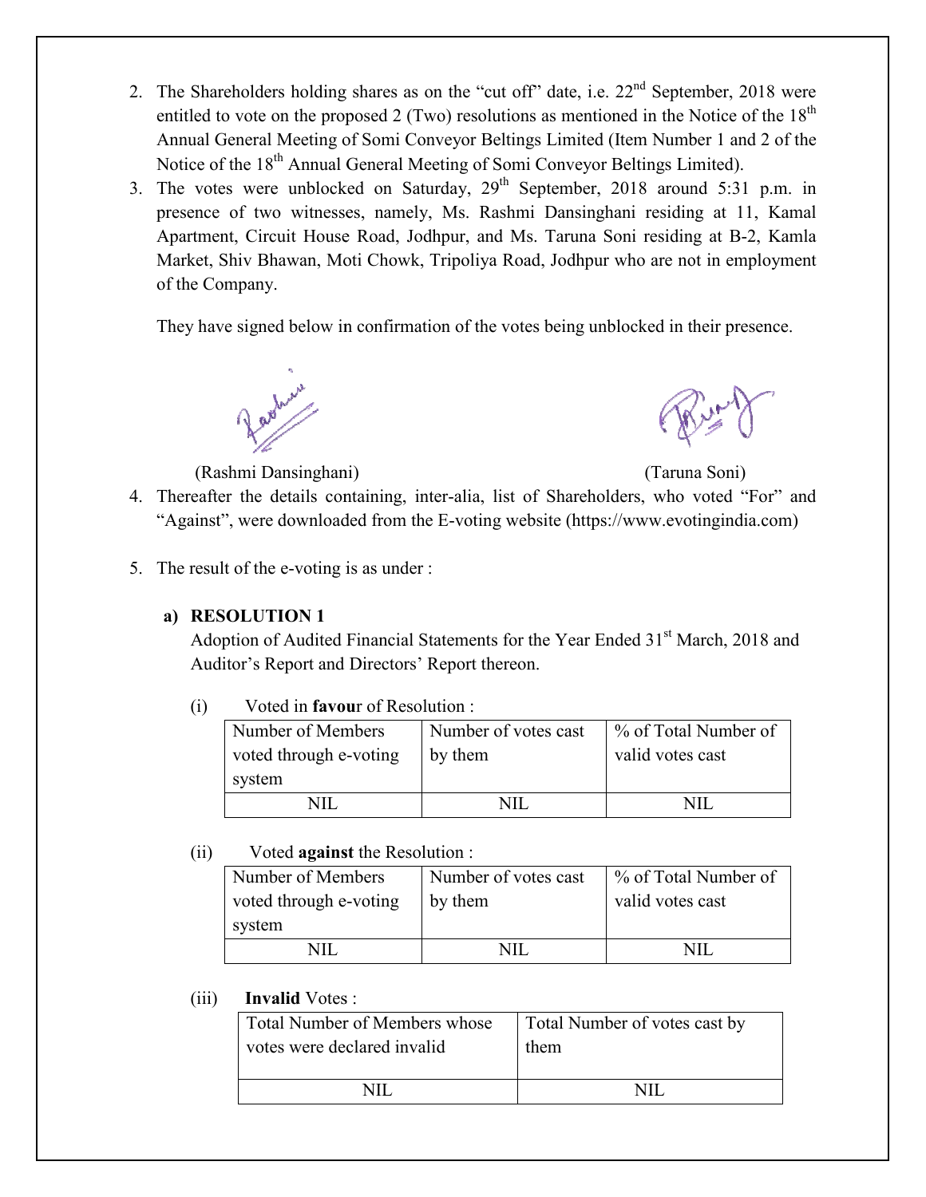2. The Shareholders holding shares as on the "cut off" date, i.e. 22nd September, 2018 were entitled to vote on the proposed 2 (Two) resolutions as mentioned in the Notice of the 18th Annual General Meeting of Somi Conveyor Beltings Limited (Item Number 1 and 2 of the Notice of the 18th Annual General Meeting of Somi Conveyor Beltings Limited).
3. The votes were unblocked on Saturday, 29th September, 2018 around 5:31 p.m. in presence of two witnesses, namely, Ms. Rashmi Dansinghani residing at 11, Kamal Apartment, Circuit House Road, Jodhpur, and Ms. Taruna Soni residing at B-2, Kamla Market, Shiv Bhawan, Moti Chowk, Tripoliya Road, Jodhpur who are not in employment of the Company.

   They have signed below in confirmation of the votes being unblocked in their presence.

   (Rashmi Dansinghani)                                        (Taruna Soni)

4. Thereafter the details containing, inter-alia, list of Shareholders, who voted "For" and "Against", were downloaded from the E-voting website (https://www.evotingindia.com)
5. The result of the e-voting is as under :

   **a) RESOLUTION 1**

   Adoption of Audited Financial Statements for the Year Ended 31st March, 2018 and Auditor's Report and Directors' Report thereon.

   (i) Voted in **favour** of Resolution :

| Number of Members voted through e-voting system | Number of votes cast by them | % of Total Number of valid votes cast |
|---|---|---|
| NIL | NIL | NIL |

   (ii) Voted **against** the Resolution :

| Number of Members voted through e-voting system | Number of votes cast by them | % of Total Number of valid votes cast |
|---|---|---|
| NIL | NIL | NIL |

   (iii) **Invalid** Votes :

| Total Number of Members whose votes were declared invalid | Total Number of votes cast by them |
|---|---|
| NIL | NIL |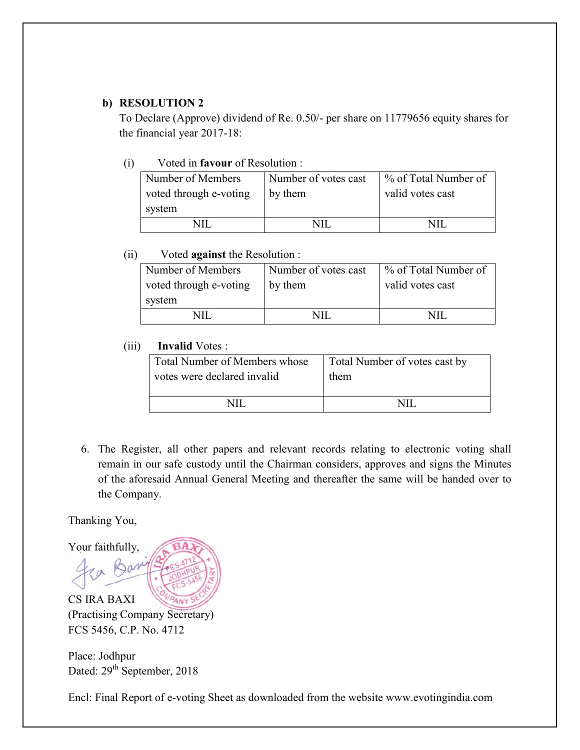**b) RESOLUTION 2**

To Declare (Approve) dividend of Re. 0.50/- per share on 11779656 equity shares for the financial year 2017-18:

(i) Voted in **favour** of Resolution :

| Number of Members voted through e-voting system | Number of votes cast by them | % of Total Number of valid votes cast |
|---|---|---|
| NIL | NIL | NIL |

(ii) Voted **against** the Resolution :

| Number of Members voted through e-voting system | Number of votes cast by them | % of Total Number of valid votes cast |
|---|---|---|
| NIL | NIL | NIL |

(iii) **Invalid** Votes :

| Total Number of Members whose votes were declared invalid | Total Number of votes cast by them |
|---|---|
| NIL | NIL |

6. The Register, all other papers and relevant records relating to electronic voting shall remain in our safe custody until the Chairman considers, approves and signs the Minutes of the aforesaid Annual General Meeting and thereafter the same will be handed over to the Company.

Thanking You,

Your faithfully,

CS IRA BAXI
(Practising Company Secretary)
FCS 5456, C.P. No. 4712

Place: Jodhpur
Dated: 29th September, 2018

Encl: Final Report of e-voting Sheet as downloaded from the website www.evotingindia.com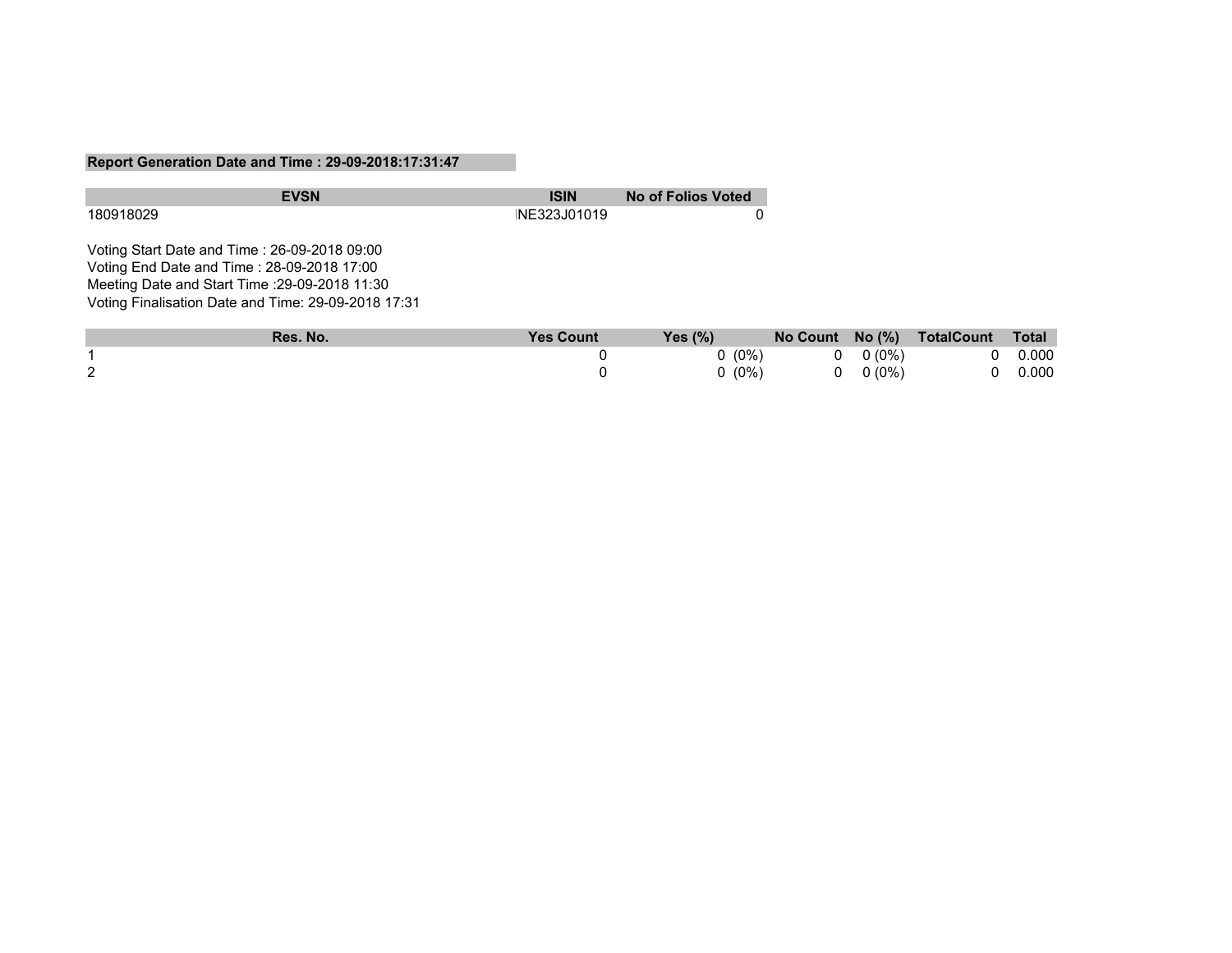**Report Generation Date and Time : 29-09-2018:17:31:47**

| EVSN | ISIN | No of Folios Voted |
|---|---|---|
| 180918029 | INE323J01019 | 0 |

Voting Start Date and Time : 26-09-2018 09:00
Voting End Date and Time : 28-09-2018 17:00
Meeting Date and Start Time :29-09-2018 11:30
Voting Finalisation Date and Time: 29-09-2018 17:31

| Res. No. | Yes Count | Yes (%) | No Count | No (%) | TotalCount | Total |
|---|---|---|---|---|---|---|
| 1 | 0 | 0 (0%) | 0 | 0 (0%) | 0 | 0.000 |
| 2 | 0 | 0 (0%) | 0 | 0 (0%) | 0 | 0.000 |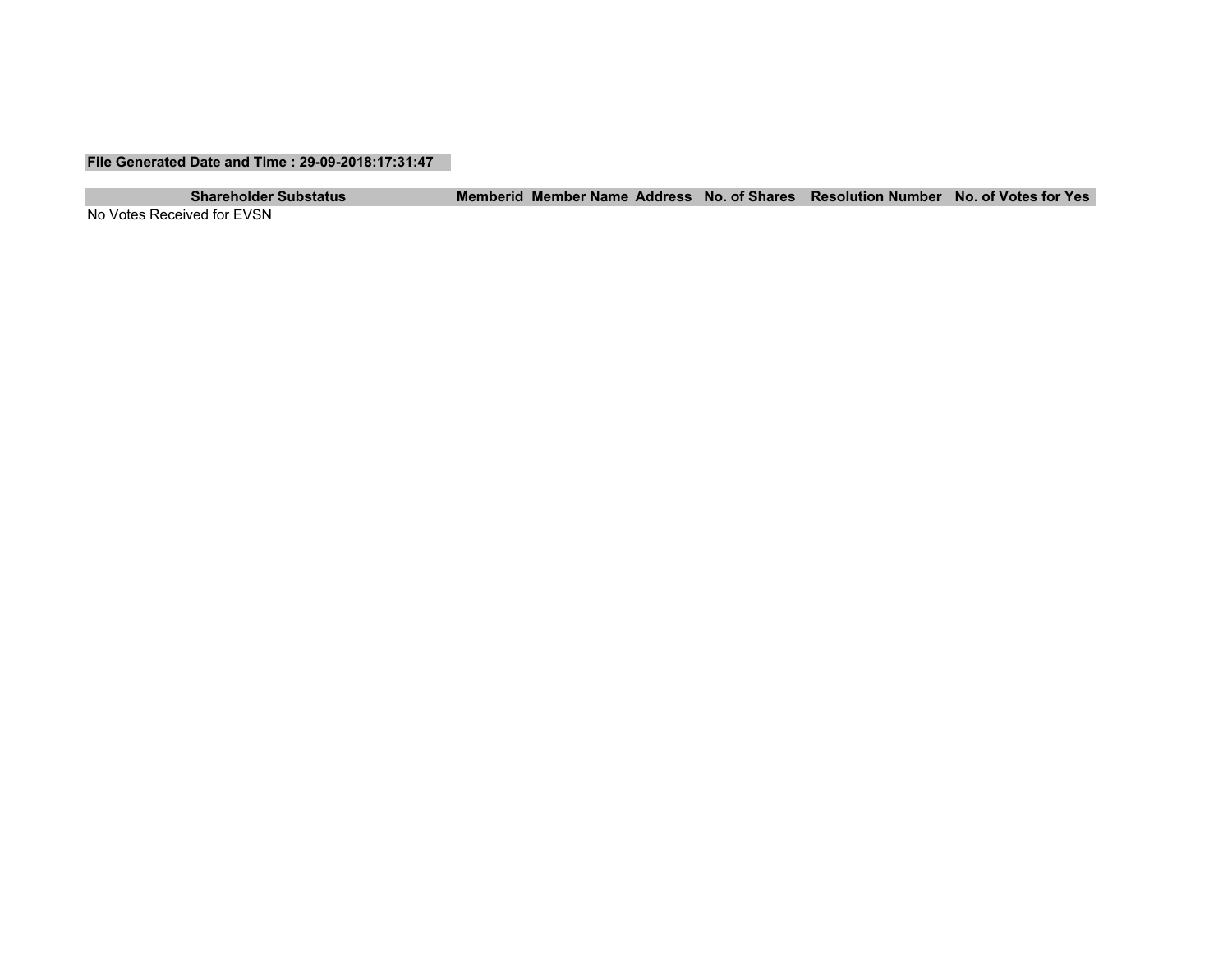**File Generated Date and Time : 29-09-2018:17:31:47**

| Shareholder Substatus | Memberid | Member Name | Address | No. of Shares | Resolution Number | No. of Votes for Yes |
|---|---|---|---|---|---|---|
| No Votes Received for EVSN | | | | | | |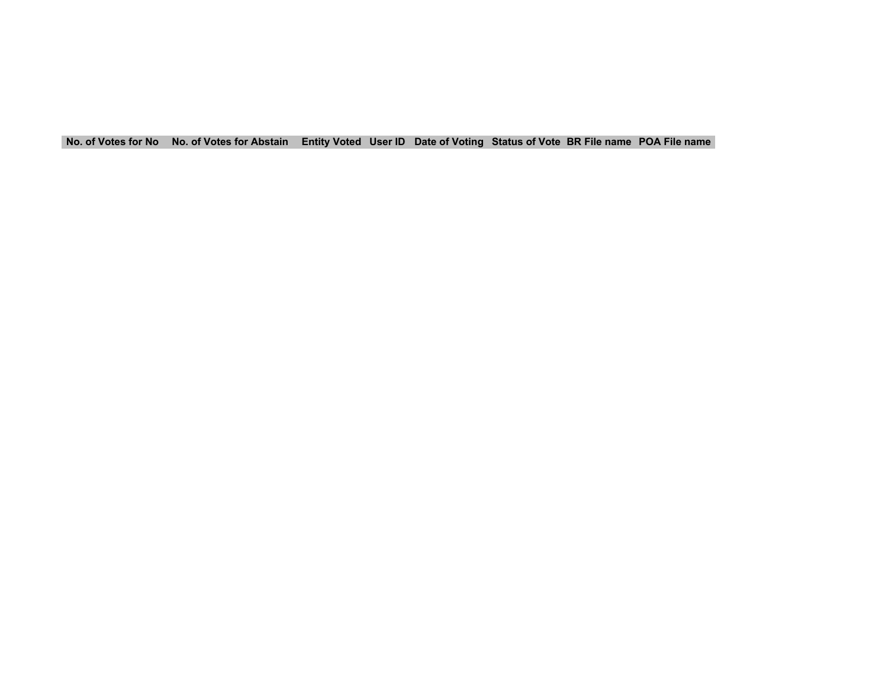| No. of Votes for No | No. of Votes for Abstain | Entity Voted | User ID | Date of Voting | Status of Vote | BR File name | POA File name |
|---|---|---|---|---|---|---|---|